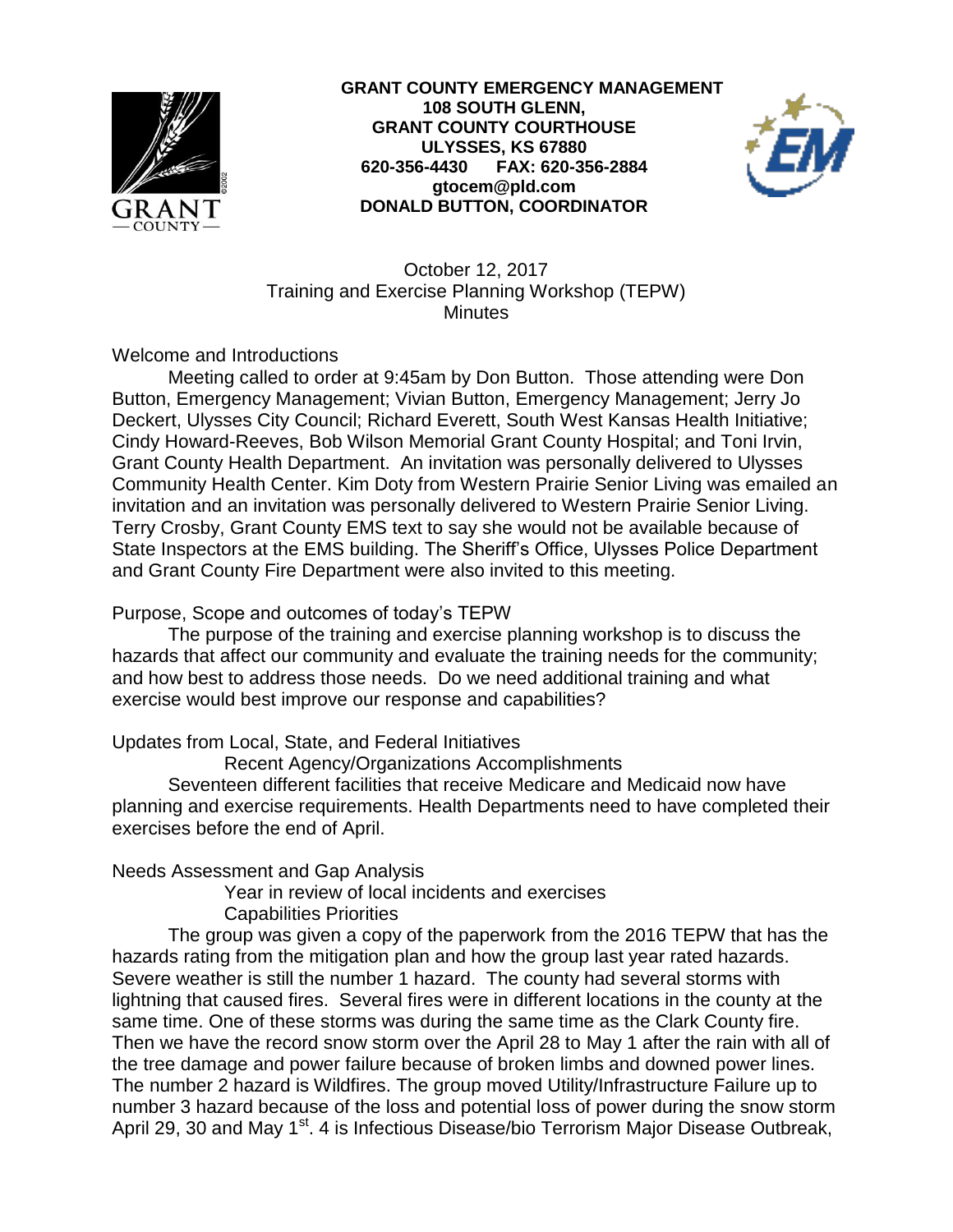**GRANT COUNTY EMERGENCY MANAGEMENT**
**108 SOUTH GLENN,**
**GRANT COUNTY COURTHOUSE**
**ULYSSES, KS 67880**
**620-356-4430 FAX: 620-356-2884**
**gtocem@pld.com**
**DONALD BUTTON, COORDINATOR**

October 12, 2017
Training and Exercise Planning Workshop (TEPW)
Minutes

Welcome and Introductions

Meeting called to order at 9:45am by Don Button. Those attending were Don Button, Emergency Management; Vivian Button, Emergency Management; Jerry Jo Deckert, Ulysses City Council; Richard Everett, South West Kansas Health Initiative; Cindy Howard-Reeves, Bob Wilson Memorial Grant County Hospital; and Toni Irvin, Grant County Health Department. An invitation was personally delivered to Ulysses Community Health Center. Kim Doty from Western Prairie Senior Living was emailed an invitation and an invitation was personally delivered to Western Prairie Senior Living. Terry Crosby, Grant County EMS text to say she would not be available because of State Inspectors at the EMS building. The Sheriff's Office, Ulysses Police Department and Grant County Fire Department were also invited to this meeting.

Purpose, Scope and outcomes of today's TEPW

The purpose of the training and exercise planning workshop is to discuss the hazards that affect our community and evaluate the training needs for the community; and how best to address those needs. Do we need additional training and what exercise would best improve our response and capabilities?

Updates from Local, State, and Federal Initiatives

Recent Agency/Organizations Accomplishments

Seventeen different facilities that receive Medicare and Medicaid now have planning and exercise requirements. Health Departments need to have completed their exercises before the end of April.

Needs Assessment and Gap Analysis

Year in review of local incidents and exercises

Capabilities Priorities

The group was given a copy of the paperwork from the 2016 TEPW that has the hazards rating from the mitigation plan and how the group last year rated hazards. Severe weather is still the number 1 hazard. The county had several storms with lightning that caused fires. Several fires were in different locations in the county at the same time. One of these storms was during the same time as the Clark County fire. Then we have the record snow storm over the April 28 to May 1 after the rain with all of the tree damage and power failure because of broken limbs and downed power lines. The number 2 hazard is Wildfires. The group moved Utility/Infrastructure Failure up to number 3 hazard because of the loss and potential loss of power during the snow storm April 29, 30 and May 1st. 4 is Infectious Disease/bio Terrorism Major Disease Outbreak,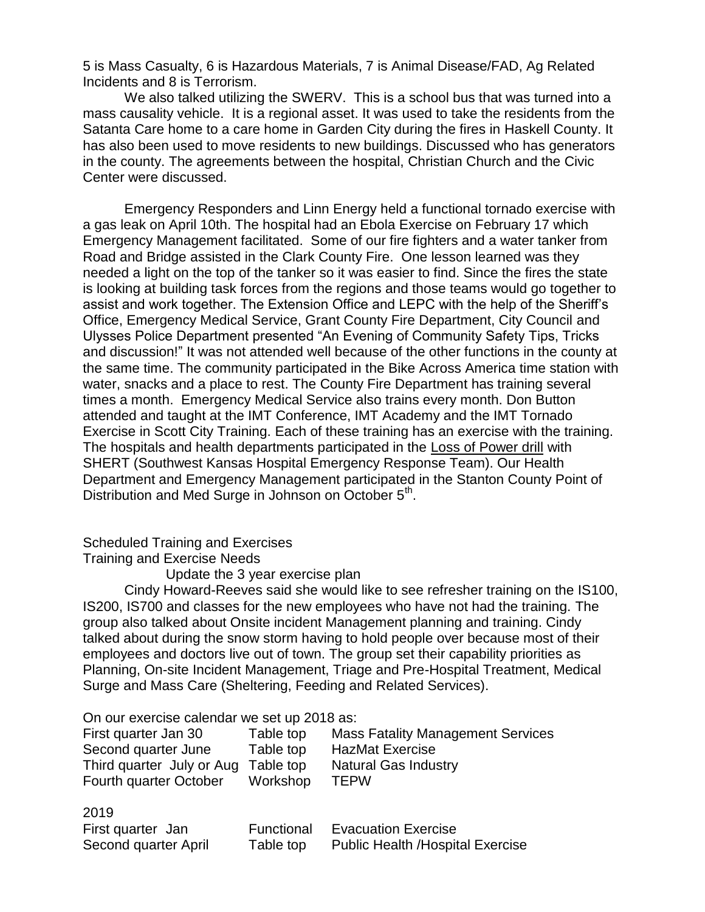5 is Mass Casualty, 6 is Hazardous Materials, 7 is Animal Disease/FAD, Ag Related Incidents and 8 is Terrorism.

We also talked utilizing the SWERV. This is a school bus that was turned into a mass causality vehicle. It is a regional asset. It was used to take the residents from the Satanta Care home to a care home in Garden City during the fires in Haskell County. It has also been used to move residents to new buildings. Discussed who has generators in the county. The agreements between the hospital, Christian Church and the Civic Center were discussed.

Emergency Responders and Linn Energy held a functional tornado exercise with a gas leak on April 10th. The hospital had an Ebola Exercise on February 17 which Emergency Management facilitated. Some of our fire fighters and a water tanker from Road and Bridge assisted in the Clark County Fire. One lesson learned was they needed a light on the top of the tanker so it was easier to find. Since the fires the state is looking at building task forces from the regions and those teams would go together to assist and work together. The Extension Office and LEPC with the help of the Sheriff's Office, Emergency Medical Service, Grant County Fire Department, City Council and Ulysses Police Department presented "An Evening of Community Safety Tips, Tricks and discussion!" It was not attended well because of the other functions in the county at the same time. The community participated in the Bike Across America time station with water, snacks and a place to rest. The County Fire Department has training several times a month. Emergency Medical Service also trains every month. Don Button attended and taught at the IMT Conference, IMT Academy and the IMT Tornado Exercise in Scott City Training. Each of these training has an exercise with the training. The hospitals and health departments participated in the Loss of Power drill with SHERT (Southwest Kansas Hospital Emergency Response Team). Our Health Department and Emergency Management participated in the Stanton County Point of Distribution and Med Surge in Johnson on October 5th.

Scheduled Training and Exercises

Training and Exercise Needs

Update the 3 year exercise plan

Cindy Howard-Reeves said she would like to see refresher training on the IS100, IS200, IS700 and classes for the new employees who have not had the training. The group also talked about Onsite incident Management planning and training. Cindy talked about during the snow storm having to hold people over because most of their employees and doctors live out of town. The group set their capability priorities as Planning, On-site Incident Management, Triage and Pre-Hospital Treatment, Medical Surge and Mass Care (Sheltering, Feeding and Related Services).

On our exercise calendar we set up 2018 as:

| | | |
|---|---|---|
| First quarter Jan 30 | Table top | Mass Fatality Management Services |
| Second quarter June | Table top | HazMat Exercise |
| Third quarter July or Aug | Table top | Natural Gas Industry |
| Fourth quarter October | Workshop | TEPW |

2019

| | | |
|---|---|---|
| First quarter Jan | Functional | Evacuation Exercise |
| Second quarter April | Table top | Public Health /Hospital Exercise |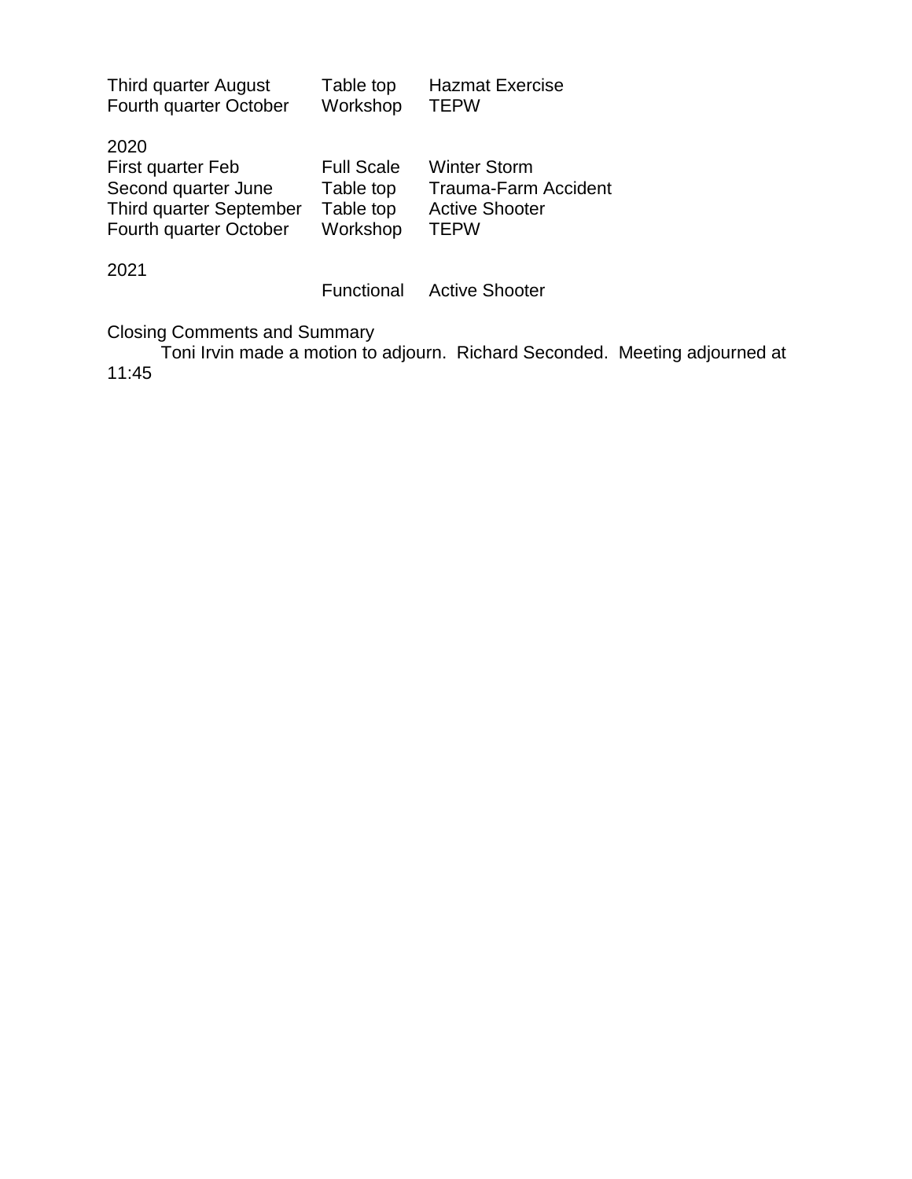| | | |
|---|---|---|
| Third quarter August | Table top | Hazmat Exercise |
| Fourth quarter October | Workshop | TEPW |

2020

| | | |
|---|---|---|
| First quarter Feb | Full Scale | Winter Storm |
| Second quarter June | Table top | Trauma-Farm Accident |
| Third quarter September | Table top | Active Shooter |
| Fourth quarter October | Workshop | TEPW |

2021

| | | |
|---|---|---|
| | Functional | Active Shooter |

Closing Comments and Summary

Toni Irvin made a motion to adjourn. Richard Seconded. Meeting adjourned at 11:45